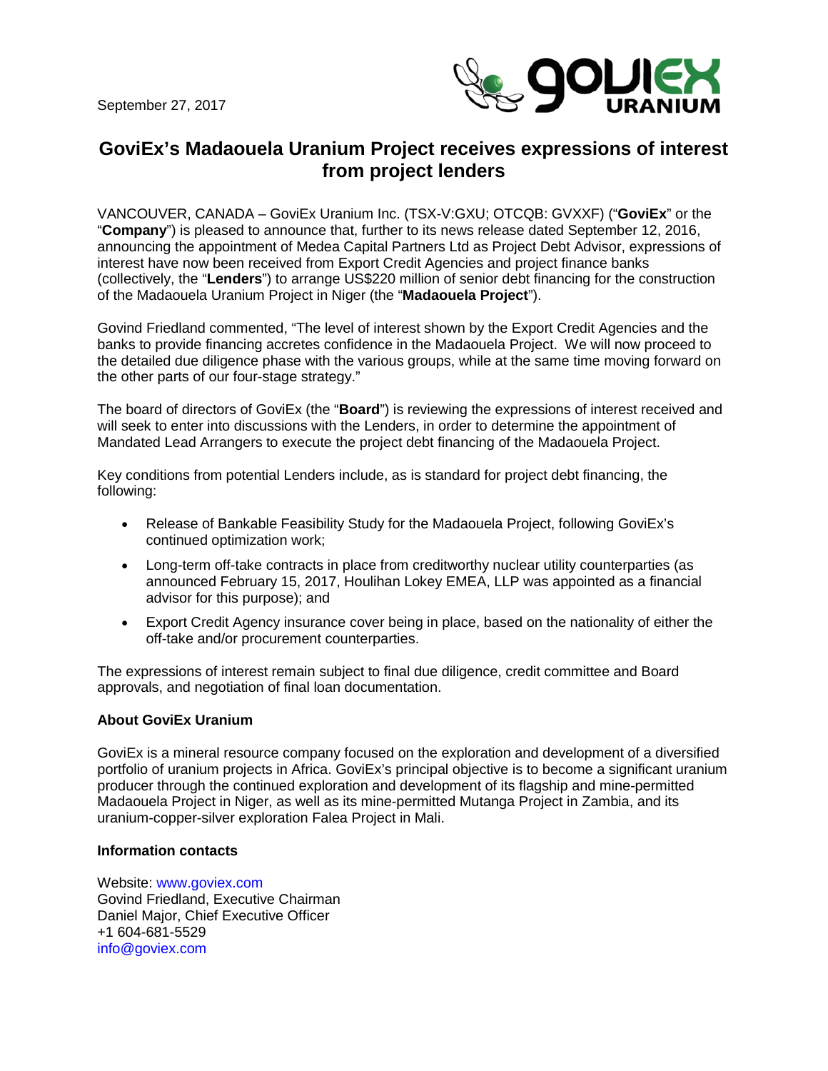September 27, 2017

# GoviEx's Madaouela Uranium Project receives expressions of interest from project lenders

VANCOUVER, CANADA – GoviEx Uranium Inc. (TSX-V:GXU; OTCQB: GVXXF) ("**GoviEx**" or the "**Company**") is pleased to announce that, further to its news release dated September 12, 2016, announcing the appointment of Medea Capital Partners Ltd as Project Debt Advisor, expressions of interest have now been received from Export Credit Agencies and project finance banks (collectively, the "**Lenders**") to arrange US$220 million of senior debt financing for the construction of the Madaouela Uranium Project in Niger (the "**Madaouela Project**").

Govind Friedland commented, "The level of interest shown by the Export Credit Agencies and the banks to provide financing accretes confidence in the Madaouela Project. We will now proceed to the detailed due diligence phase with the various groups, while at the same time moving forward on the other parts of our four-stage strategy."

The board of directors of GoviEx (the "**Board**") is reviewing the expressions of interest received and will seek to enter into discussions with the Lenders, in order to determine the appointment of Mandated Lead Arrangers to execute the project debt financing of the Madaouela Project.

Key conditions from potential Lenders include, as is standard for project debt financing, the following:

- Release of Bankable Feasibility Study for the Madaouela Project, following GoviEx's continued optimization work;
- Long-term off-take contracts in place from creditworthy nuclear utility counterparties (as announced February 15, 2017, Houlihan Lokey EMEA, LLP was appointed as a financial advisor for this purpose); and
- Export Credit Agency insurance cover being in place, based on the nationality of either the off-take and/or procurement counterparties.

The expressions of interest remain subject to final due diligence, credit committee and Board approvals, and negotiation of final loan documentation.

**About GoviEx Uranium**

GoviEx is a mineral resource company focused on the exploration and development of a diversified portfolio of uranium projects in Africa. GoviEx's principal objective is to become a significant uranium producer through the continued exploration and development of its flagship and mine-permitted Madaouela Project in Niger, as well as its mine-permitted Mutanga Project in Zambia, and its uranium-copper-silver exploration Falea Project in Mali.

**Information contacts**

Website: www.goviex.com
Govind Friedland, Executive Chairman
Daniel Major, Chief Executive Officer
+1 604-681-5529
info@goviex.com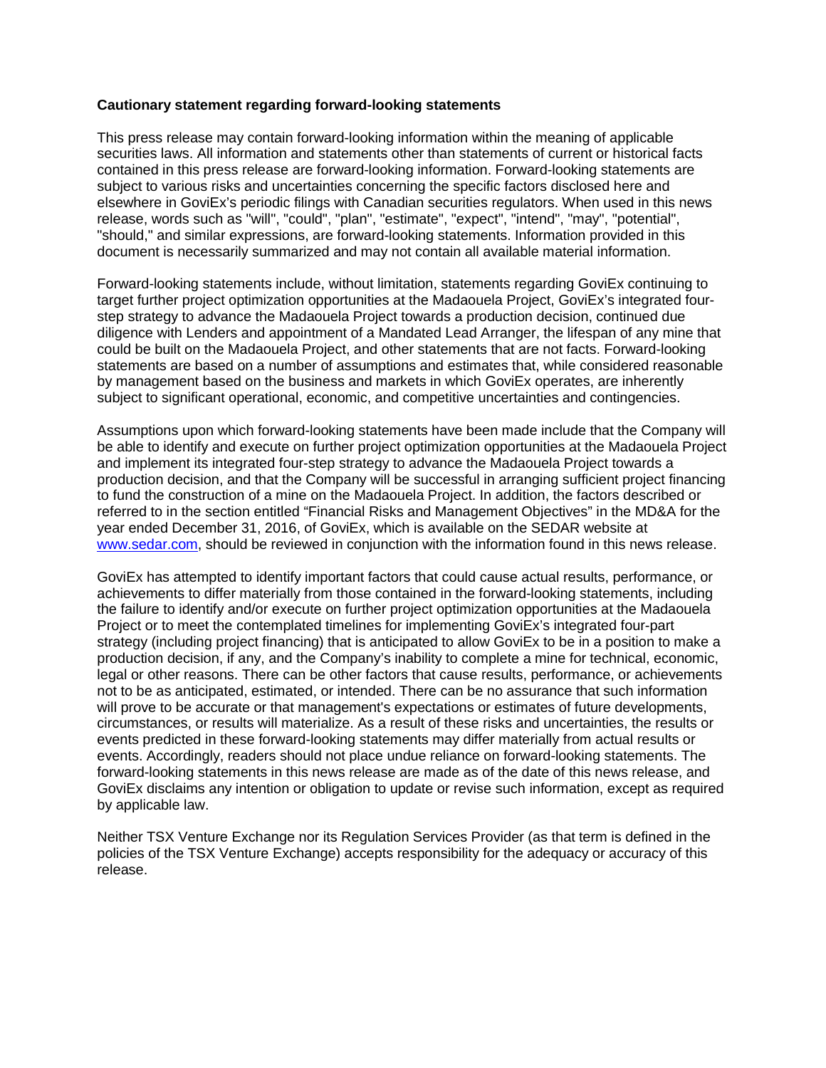**Cautionary statement regarding forward-looking statements**

This press release may contain forward-looking information within the meaning of applicable securities laws. All information and statements other than statements of current or historical facts contained in this press release are forward-looking information. Forward-looking statements are subject to various risks and uncertainties concerning the specific factors disclosed here and elsewhere in GoviEx's periodic filings with Canadian securities regulators. When used in this news release, words such as "will", "could", "plan", "estimate", "expect", "intend", "may", "potential", "should," and similar expressions, are forward-looking statements. Information provided in this document is necessarily summarized and may not contain all available material information.

Forward-looking statements include, without limitation, statements regarding GoviEx continuing to target further project optimization opportunities at the Madaouela Project, GoviEx's integrated four-step strategy to advance the Madaouela Project towards a production decision, continued due diligence with Lenders and appointment of a Mandated Lead Arranger, the lifespan of any mine that could be built on the Madaouela Project, and other statements that are not facts. Forward-looking statements are based on a number of assumptions and estimates that, while considered reasonable by management based on the business and markets in which GoviEx operates, are inherently subject to significant operational, economic, and competitive uncertainties and contingencies.

Assumptions upon which forward-looking statements have been made include that the Company will be able to identify and execute on further project optimization opportunities at the Madaouela Project and implement its integrated four-step strategy to advance the Madaouela Project towards a production decision, and that the Company will be successful in arranging sufficient project financing to fund the construction of a mine on the Madaouela Project. In addition, the factors described or referred to in the section entitled "Financial Risks and Management Objectives" in the MD&A for the year ended December 31, 2016, of GoviEx, which is available on the SEDAR website at www.sedar.com, should be reviewed in conjunction with the information found in this news release.

GoviEx has attempted to identify important factors that could cause actual results, performance, or achievements to differ materially from those contained in the forward-looking statements, including the failure to identify and/or execute on further project optimization opportunities at the Madaouela Project or to meet the contemplated timelines for implementing GoviEx's integrated four-part strategy (including project financing) that is anticipated to allow GoviEx to be in a position to make a production decision, if any, and the Company's inability to complete a mine for technical, economic, legal or other reasons. There can be other factors that cause results, performance, or achievements not to be as anticipated, estimated, or intended. There can be no assurance that such information will prove to be accurate or that management's expectations or estimates of future developments, circumstances, or results will materialize. As a result of these risks and uncertainties, the results or events predicted in these forward-looking statements may differ materially from actual results or events. Accordingly, readers should not place undue reliance on forward-looking statements. The forward-looking statements in this news release are made as of the date of this news release, and GoviEx disclaims any intention or obligation to update or revise such information, except as required by applicable law.

Neither TSX Venture Exchange nor its Regulation Services Provider (as that term is defined in the policies of the TSX Venture Exchange) accepts responsibility for the adequacy or accuracy of this release.